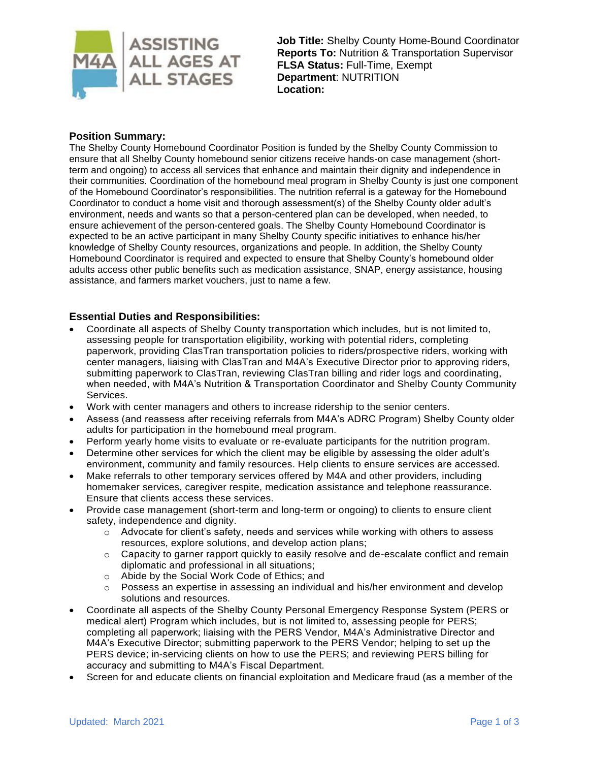ASSISTING ALL AGES AT ALL STAGES

**Job Title:** Shelby County Home-Bound Coordinator
**Reports To:** Nutrition & Transportation Supervisor
**FLSA Status:** Full-Time, Exempt
**Department**: NUTRITION
**Location:**

## Position Summary:

The Shelby County Homebound Coordinator Position is funded by the Shelby County Commission to ensure that all Shelby County homebound senior citizens receive hands-on case management (short-term and ongoing) to access all services that enhance and maintain their dignity and independence in their communities. Coordination of the homebound meal program in Shelby County is just one component of the Homebound Coordinator's responsibilities. The nutrition referral is a gateway for the Homebound Coordinator to conduct a home visit and thorough assessment(s) of the Shelby County older adult's environment, needs and wants so that a person-centered plan can be developed, when needed, to ensure achievement of the person-centered goals. The Shelby County Homebound Coordinator is expected to be an active participant in many Shelby County specific initiatives to enhance his/her knowledge of Shelby County resources, organizations and people. In addition, the Shelby County Homebound Coordinator is required and expected to ensure that Shelby County's homebound older adults access other public benefits such as medication assistance, SNAP, energy assistance, housing assistance, and farmers market vouchers, just to name a few.

## Essential Duties and Responsibilities:

- Coordinate all aspects of Shelby County transportation which includes, but is not limited to, assessing people for transportation eligibility, working with potential riders, completing paperwork, providing ClasTran transportation policies to riders/prospective riders, working with center managers, liaising with ClasTran and M4A's Executive Director prior to approving riders, submitting paperwork to ClasTran, reviewing ClasTran billing and rider logs and coordinating, when needed, with M4A's Nutrition & Transportation Coordinator and Shelby County Community Services.
- Work with center managers and others to increase ridership to the senior centers.
- Assess (and reassess after receiving referrals from M4A's ADRC Program) Shelby County older adults for participation in the homebound meal program.
- Perform yearly home visits to evaluate or re-evaluate participants for the nutrition program.
- Determine other services for which the client may be eligible by assessing the older adult's environment, community and family resources. Help clients to ensure services are accessed.
- Make referrals to other temporary services offered by M4A and other providers, including homemaker services, caregiver respite, medication assistance and telephone reassurance. Ensure that clients access these services.
- Provide case management (short-term and long-term or ongoing) to clients to ensure client safety, independence and dignity.
  - Advocate for client's safety, needs and services while working with others to assess resources, explore solutions, and develop action plans;
  - Capacity to garner rapport quickly to easily resolve and de-escalate conflict and remain diplomatic and professional in all situations;
  - Abide by the Social Work Code of Ethics; and
  - Possess an expertise in assessing an individual and his/her environment and develop solutions and resources.
- Coordinate all aspects of the Shelby County Personal Emergency Response System (PERS or medical alert) Program which includes, but is not limited to, assessing people for PERS; completing all paperwork; liaising with the PERS Vendor, M4A's Administrative Director and M4A's Executive Director; submitting paperwork to the PERS Vendor; helping to set up the PERS device; in-servicing clients on how to use the PERS; and reviewing PERS billing for accuracy and submitting to M4A's Fiscal Department.
- Screen for and educate clients on financial exploitation and Medicare fraud (as a member of the

Updated: March 2021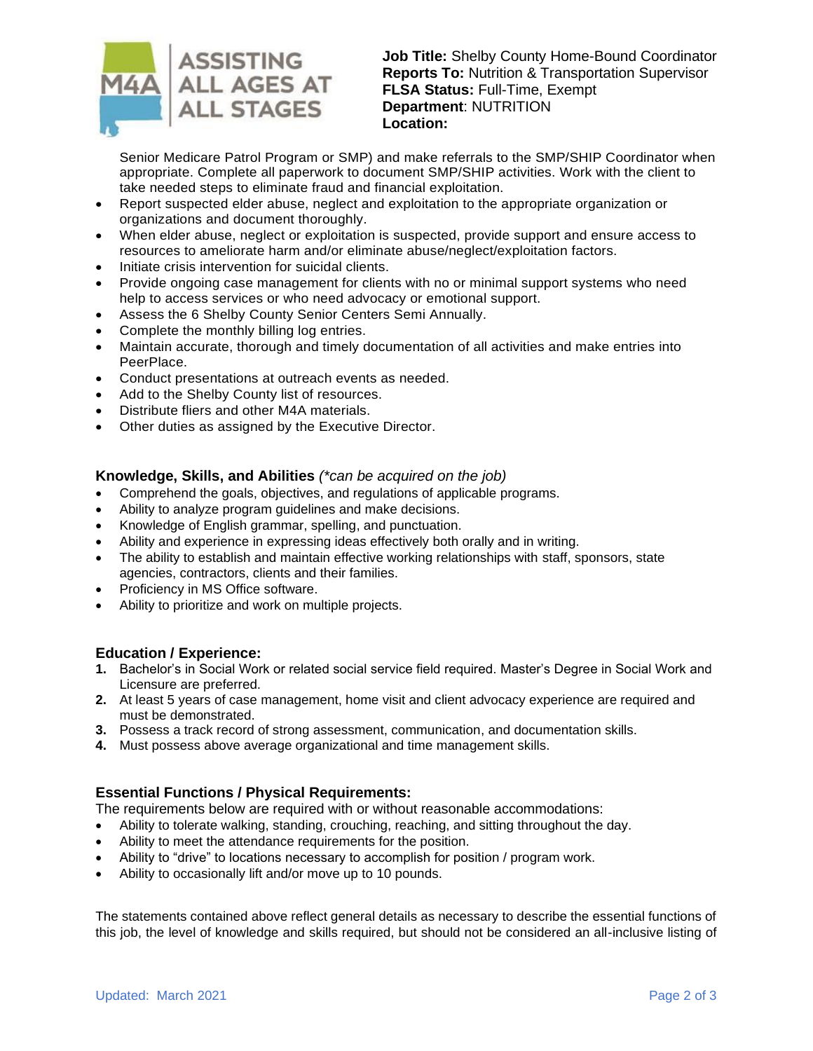**Job Title:** Shelby County Home-Bound Coordinator
**Reports To:** Nutrition & Transportation Supervisor
**FLSA Status:** Full-Time, Exempt
**Department**: NUTRITION
**Location:**

Senior Medicare Patrol Program or SMP) and make referrals to the SMP/SHIP Coordinator when appropriate. Complete all paperwork to document SMP/SHIP activities. Work with the client to take needed steps to eliminate fraud and financial exploitation.

- Report suspected elder abuse, neglect and exploitation to the appropriate organization or organizations and document thoroughly.
- When elder abuse, neglect or exploitation is suspected, provide support and ensure access to resources to ameliorate harm and/or eliminate abuse/neglect/exploitation factors.
- Initiate crisis intervention for suicidal clients.
- Provide ongoing case management for clients with no or minimal support systems who need help to access services or who need advocacy or emotional support.
- Assess the 6 Shelby County Senior Centers Semi Annually.
- Complete the monthly billing log entries.
- Maintain accurate, thorough and timely documentation of all activities and make entries into PeerPlace.
- Conduct presentations at outreach events as needed.
- Add to the Shelby County list of resources.
- Distribute fliers and other M4A materials.
- Other duties as assigned by the Executive Director.

### Knowledge, Skills, and Abilities *(\*can be acquired on the job)*

- Comprehend the goals, objectives, and regulations of applicable programs.
- Ability to analyze program guidelines and make decisions.
- Knowledge of English grammar, spelling, and punctuation.
- Ability and experience in expressing ideas effectively both orally and in writing.
- The ability to establish and maintain effective working relationships with staff, sponsors, state agencies, contractors, clients and their families.
- Proficiency in MS Office software.
- Ability to prioritize and work on multiple projects.

### Education / Experience:

1. Bachelor's in Social Work or related social service field required. Master's Degree in Social Work and Licensure are preferred.
2. At least 5 years of case management, home visit and client advocacy experience are required and must be demonstrated.
3. Possess a track record of strong assessment, communication, and documentation skills.
4. Must possess above average organizational and time management skills.

### Essential Functions / Physical Requirements:

The requirements below are required with or without reasonable accommodations:

- Ability to tolerate walking, standing, crouching, reaching, and sitting throughout the day.
- Ability to meet the attendance requirements for the position.
- Ability to "drive" to locations necessary to accomplish for position / program work.
- Ability to occasionally lift and/or move up to 10 pounds.

The statements contained above reflect general details as necessary to describe the essential functions of this job, the level of knowledge and skills required, but should not be considered an all-inclusive listing of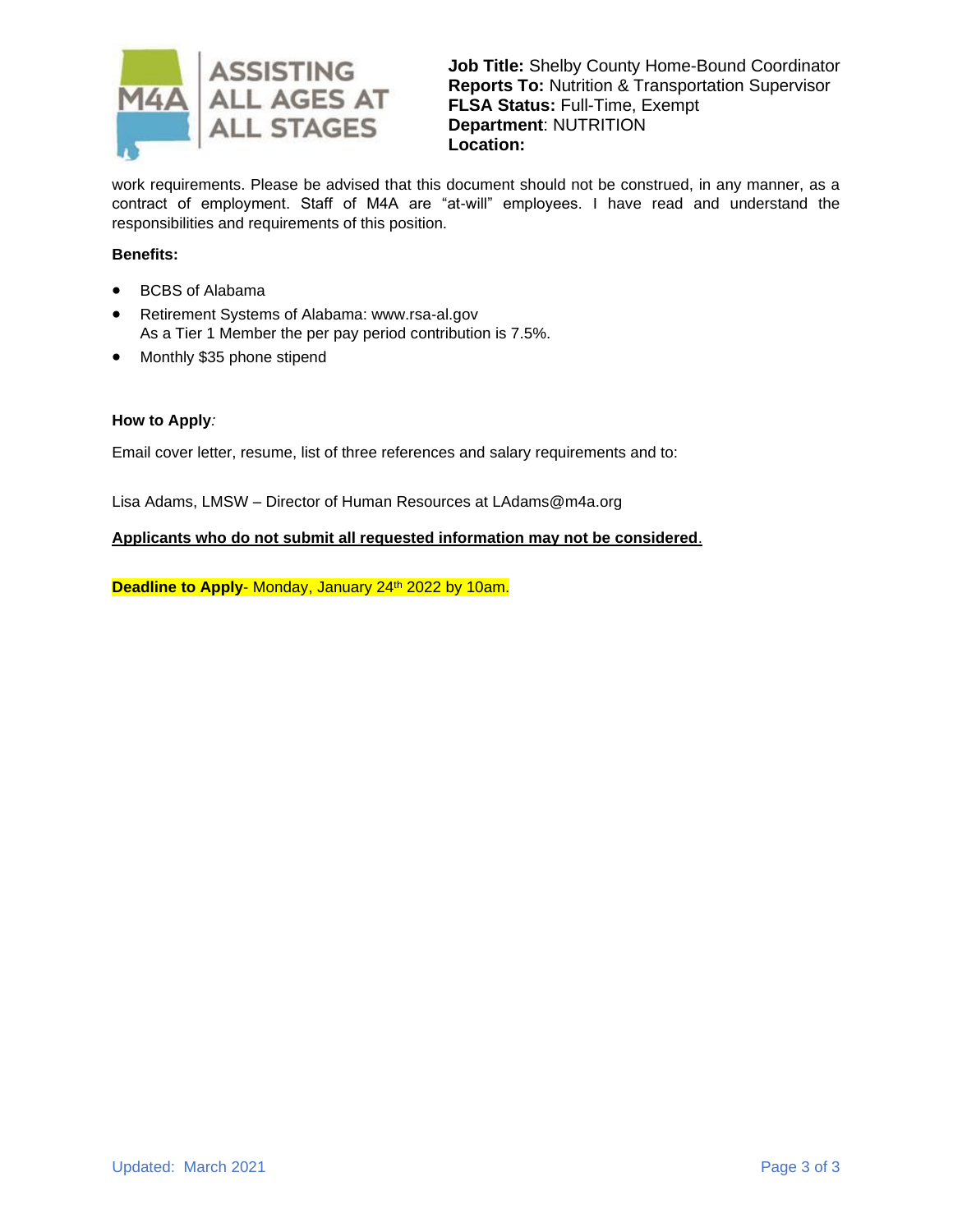**Job Title:** Shelby County Home-Bound Coordinator
**Reports To:** Nutrition & Transportation Supervisor
**FLSA Status:** Full-Time, Exempt
**Department**: NUTRITION
**Location:**

work requirements. Please be advised that this document should not be construed, in any manner, as a contract of employment. Staff of M4A are "at-will" employees. I have read and understand the responsibilities and requirements of this position.

**Benefits:**

- BCBS of Alabama
- Retirement Systems of Alabama: www.rsa-al.gov
  As a Tier 1 Member the per pay period contribution is 7.5%.
- Monthly $35 phone stipend

**How to Apply***:*

Email cover letter, resume, list of three references and salary requirements and to:

Lisa Adams, LMSW – Director of Human Resources at LAdams@m4a.org

**Applicants who do not submit all requested information may not be considered**.

**Deadline to Apply**- Monday, January 24th 2022 by 10am.

Updated: March 2021